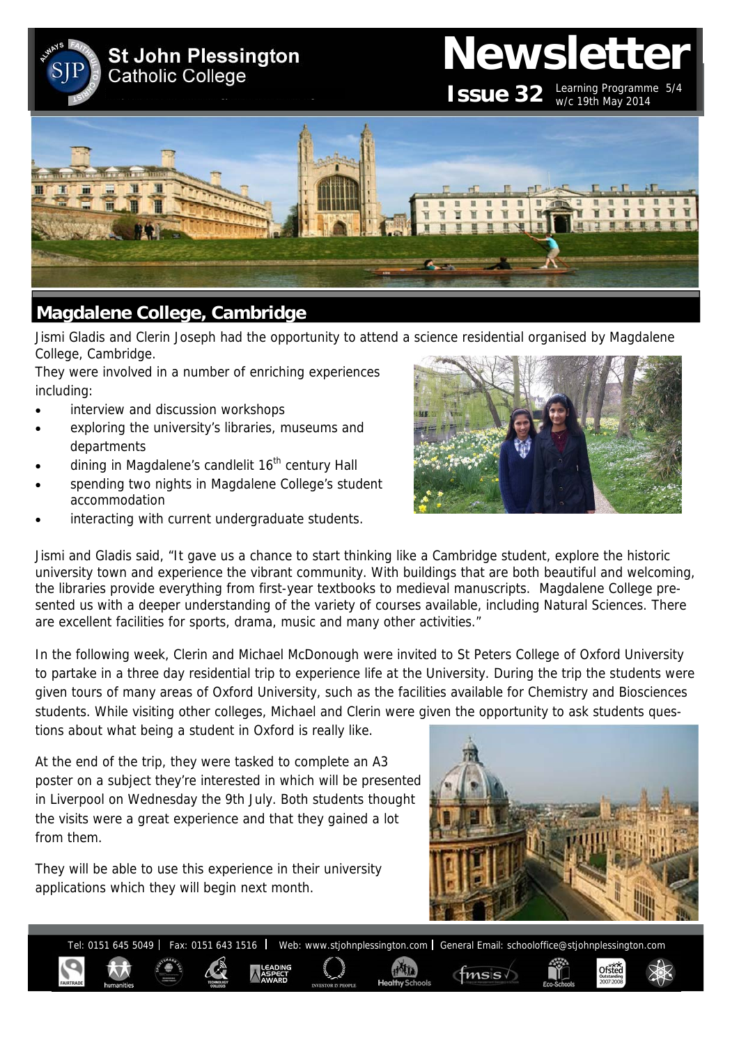# St John Plessington Catholic College

# Newsletter

**Issue 32** Learning Programme 5/4 w/c 19th May 2014

## Magdalene College, Cambridge

Jismi Gladis and Clerin Joseph had the opportunity to attend a science residential organised by Magdalene College, Cambridge.

They were involved in a number of enriching experiences including:

- interview and discussion workshops
- exploring the university's libraries, museums and departments
- dining in Magdalene's candlelit 16th century Hall
- spending two nights in Magdalene College's student accommodation
- interacting with current undergraduate students.

Jismi and Gladis said, "It gave us a chance to start thinking like a Cambridge student, explore the historic university town and experience the vibrant community. With buildings that are both beautiful and welcoming, the libraries provide everything from first-year textbooks to medieval manuscripts. Magdalene College presented us with a deeper understanding of the variety of courses available, including Natural Sciences. There are excellent facilities for sports, drama, music and many other activities."

In the following week, Clerin and Michael McDonough were invited to St Peters College of Oxford University to partake in a three day residential trip to experience life at the University. During the trip the students were given tours of many areas of Oxford University, such as the facilities available for Chemistry and Biosciences students. While visiting other colleges, Michael and Clerin were given the opportunity to ask students questions about what being a student in Oxford is really like.

At the end of the trip, they were tasked to complete an A3 poster on a subject they're interested in which will be presented in Liverpool on Wednesday the 9th July. Both students thought the visits were a great experience and that they gained a lot from them.

They will be able to use this experience in their university applications which they will begin next month.

Tel: 0151 645 5049 | Fax: 0151 643 1516 | Web: www.stjohnplessington.com | General Email: schooloffice@stjohnplessington.com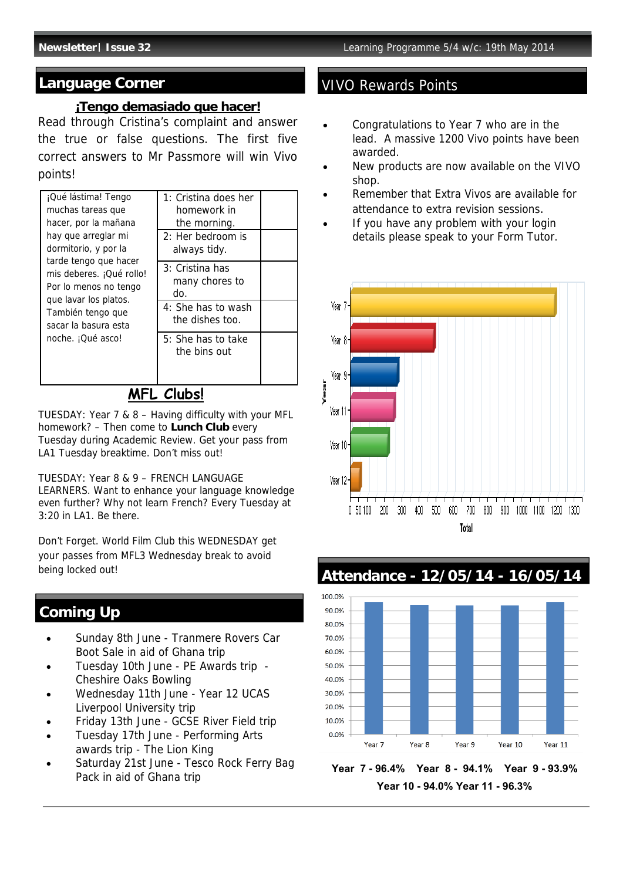## Language Corner

**¡Tengo demasiado que hacer!**

Read through Cristina's complaint and answer the true or false questions. The first five correct answers to Mr Passmore will win Vivo points!

| ¡Qué lástima! Tengo muchas tareas que hacer, por la mañana hay que arreglar mi dormitorio, y por la tarde tengo que hacer mis deberes. ¡Qué rollo! Por lo menos no tengo que lavar los platos. También tengo que sacar la basura esta noche. ¡Qué asco! | 1: Cristina does her homework in the morning. | |
|---|---|---|
| | 2: Her bedroom is always tidy. | |
| | 3: Cristina has many chores to do. | |
| | 4: She has to wash the dishes too. | |
| | 5: She has to take the bins out | |

**MFL Clubs!**

TUESDAY: Year 7 & 8 – Having difficulty with your MFL homework? – Then come to **Lunch Club** every Tuesday during Academic Review. Get your pass from LA1 Tuesday breaktime. Don't miss out!

TUESDAY: Year 8 & 9 – FRENCH LANGUAGE LEARNERS. Want to enhance your language knowledge even further? Why not learn French? Every Tuesday at 3:20 in LA1. Be there.

Don't Forget. World Film Club this WEDNESDAY get your passes from MFL3 Wednesday break to avoid being locked out!

## Coming Up

- Sunday 8th June - Tranmere Rovers Car Boot Sale in aid of Ghana trip
- Tuesday 10th June - PE Awards trip - Cheshire Oaks Bowling
- Wednesday 11th June - Year 12 UCAS Liverpool University trip
- Friday 13th June - GCSE River Field trip
- Tuesday 17th June - Performing Arts awards trip - The Lion King
- Saturday 21st June - Tesco Rock Ferry Bag Pack in aid of Ghana trip

## VIVO Rewards Points

- Congratulations to Year 7 who are in the lead. A massive 1200 Vivo points have been awarded.
- New products are now available on the VIVO shop.
- Remember that Extra Vivos are available for attendance to extra revision sessions.
- If you have any problem with your login details please speak to your Form Tutor.

## Attendance - 12/05/14 - 16/05/14

**Year 7 - 96.4% Year 8 - 94.1% Year 9 - 93.9%**
**Year 10 - 94.0% Year 11 - 96.3%**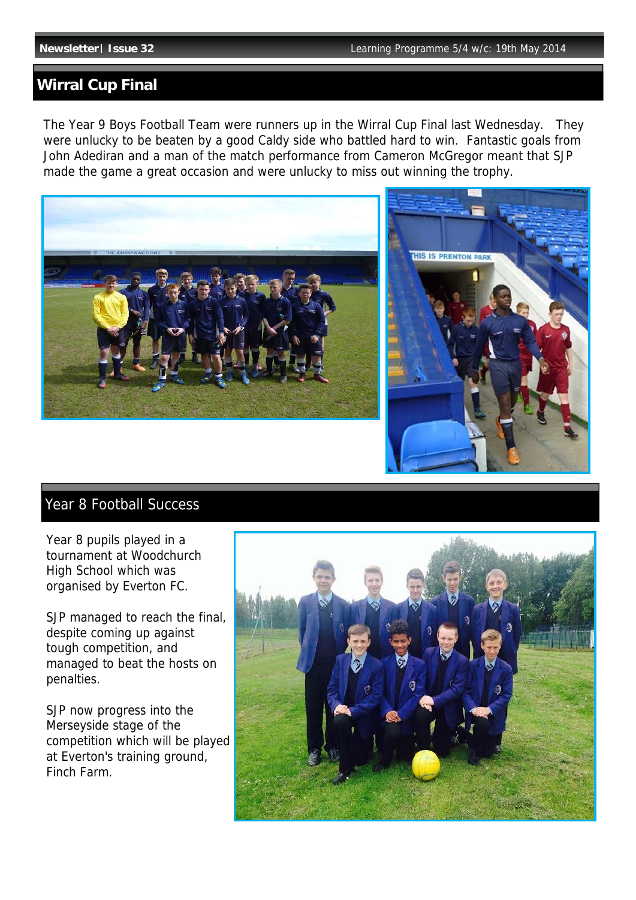## Wirral Cup Final

The Year 9 Boys Football Team were runners up in the Wirral Cup Final last Wednesday. They were unlucky to be beaten by a good Caldy side who battled hard to win. Fantastic goals from John Adediran and a man of the match performance from Cameron McGregor meant that SJP made the game a great occasion and were unlucky to miss out winning the trophy.

## Year 8 Football Success

Year 8 pupils played in a tournament at Woodchurch High School which was organised by Everton FC.

SJP managed to reach the final, despite coming up against tough competition, and managed to beat the hosts on penalties.

SJP now progress into the Merseyside stage of the competition which will be played at Everton's training ground, Finch Farm.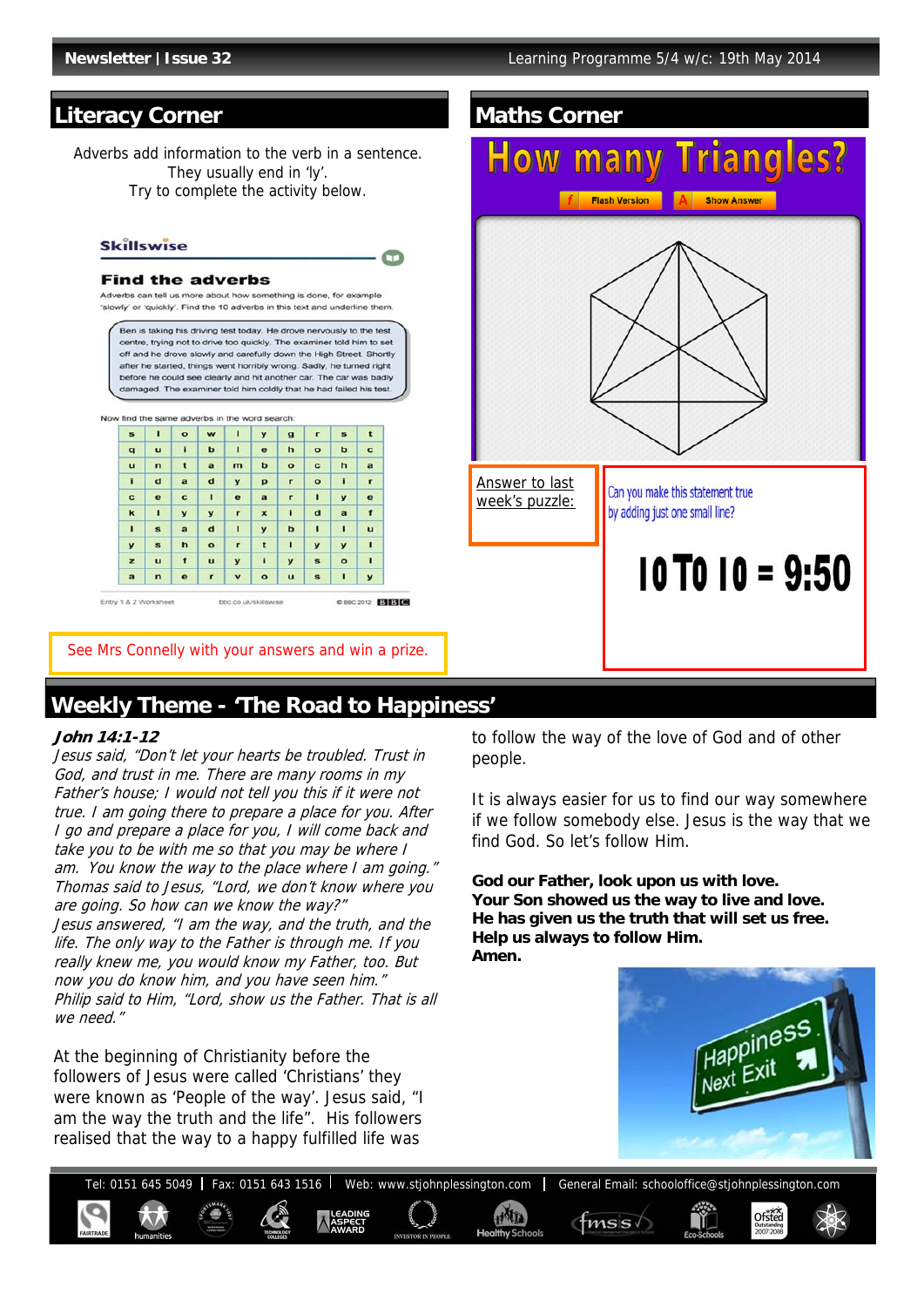## Literacy Corner

Adverbs add information to the verb in a sentence.
They usually end in 'ly'.
Try to complete the activity below.

Skillswise

### Find the adverbs

Adverbs can tell us more about how something is done, for example 'slowly' or 'quickly'. Find the 10 adverbs in this text and underline them.

Ben is taking his driving test today. He drove nervously to the test centre, trying not to drive too quickly. The examiner told him to set off and he drove slowly and carefully down the High Street. Shortly after he started, things went horribly wrong. Sadly, he turned right before he could see clearly and hit another car. The car was badly damaged. The examiner told him coldly that he had failed his test.

Now find the same adverbs in the word search:

| | | | | | | | | | |
|---|---|---|---|---|---|---|---|---|---|
| s | l | o | w | l | y | g | r | s | t |
| q | u | i | b | l | e | h | o | b | c |
| u | n | t | a | m | b | o | c | h | a |
| i | d | a | d | y | p | r | o | i | r |
| c | e | c | l | e | a | r | l | y | e |
| k | l | y | y | r | x | i | d | a | f |
| l | s | a | d | l | y | b | l | l | u |
| y | s | h | o | r | t | l | y | y | l |
| z | u | f | u | y | i | y | s | o | l |
| a | n | e | r | v | o | u | s | l | y |

Entry 1 & 2 Worksheet bbc.co.uk/skillswise © BBC 2012 BBC

See Mrs Connelly with your answers and win a prize.

## Maths Corner

How many Triangles?

Flash Version Show Answer

Answer to last week's puzzle:

Can you make this statement true by adding just one small line?

10 TO 10 = 9:50

## Weekly Theme - 'The Road to Happiness'

***John 14:1-12***

*Jesus said, "Don't let your hearts be troubled. Trust in God, and trust in me. There are many rooms in my Father's house; I would not tell you this if it were not true. I am going there to prepare a place for you. After I go and prepare a place for you, I will come back and take you to be with me so that you may be where I am. You know the way to the place where I am going." Thomas said to Jesus, "Lord, we don't know where you are going. So how can we know the way?"*
*Jesus answered, "I am the way, and the truth, and the life". The only way to the Father is through me. If you really knew me, you would know my Father, too. But now you do know him, and you have seen him."*
*Philip said to Him, "Lord, show us the Father. That is all we need."*

At the beginning of Christianity before the followers of Jesus were called 'Christians' they were known as 'People of the way'. Jesus said, "I am the way the truth and the life". His followers realised that the way to a happy fulfilled life was to follow the way of the love of God and of other people.

It is always easier for us to find our way somewhere if we follow somebody else. Jesus is the way that we find God. So let's follow Him.

**God our Father, look upon us with love.**
**Your Son showed us the way to live and love.**
**He has given us the truth that will set us free.**
**Help us always to follow Him.**
**Amen.**

Happiness Next Exit